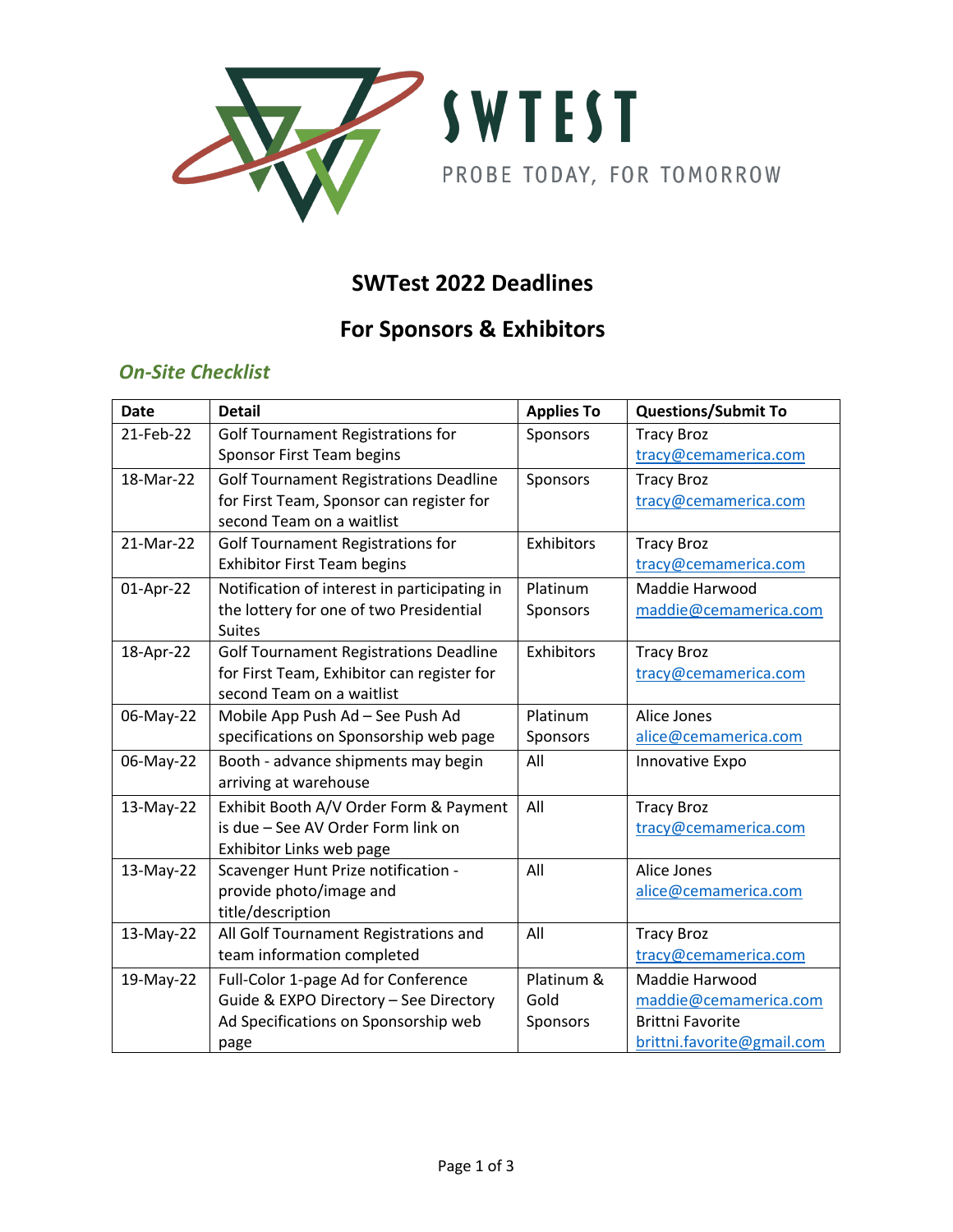SWTEST

PROBE TODAY, FOR TOMORROW

# SWTest 2022 Deadlines

# For Sponsors & Exhibitors

### *On-Site Checklist*

| Date | Detail | Applies To | Questions/Submit To |
|---|---|---|---|
| 21-Feb-22 | Golf Tournament Registrations for Sponsor First Team begins | Sponsors | Tracy Broz tracy@cemamerica.com |
| 18-Mar-22 | Golf Tournament Registrations Deadline for First Team, Sponsor can register for second Team on a waitlist | Sponsors | Tracy Broz tracy@cemamerica.com |
| 21-Mar-22 | Golf Tournament Registrations for Exhibitor First Team begins | Exhibitors | Tracy Broz tracy@cemamerica.com |
| 01-Apr-22 | Notification of interest in participating in the lottery for one of two Presidential Suites | Platinum Sponsors | Maddie Harwood maddie@cemamerica.com |
| 18-Apr-22 | Golf Tournament Registrations Deadline for First Team, Exhibitor can register for second Team on a waitlist | Exhibitors | Tracy Broz tracy@cemamerica.com |
| 06-May-22 | Mobile App Push Ad – See Push Ad specifications on Sponsorship web page | Platinum Sponsors | Alice Jones alice@cemamerica.com |
| 06-May-22 | Booth - advance shipments may begin arriving at warehouse | All | Innovative Expo |
| 13-May-22 | Exhibit Booth A/V Order Form & Payment is due – See AV Order Form link on Exhibitor Links web page | All | Tracy Broz tracy@cemamerica.com |
| 13-May-22 | Scavenger Hunt Prize notification - provide photo/image and title/description | All | Alice Jones alice@cemamerica.com |
| 13-May-22 | All Golf Tournament Registrations and team information completed | All | Tracy Broz tracy@cemamerica.com |
| 19-May-22 | Full-Color 1-page Ad for Conference Guide & EXPO Directory – See Directory Ad Specifications on Sponsorship web page | Platinum & Gold Sponsors | Maddie Harwood maddie@cemamerica.com Brittni Favorite brittni.favorite@gmail.com |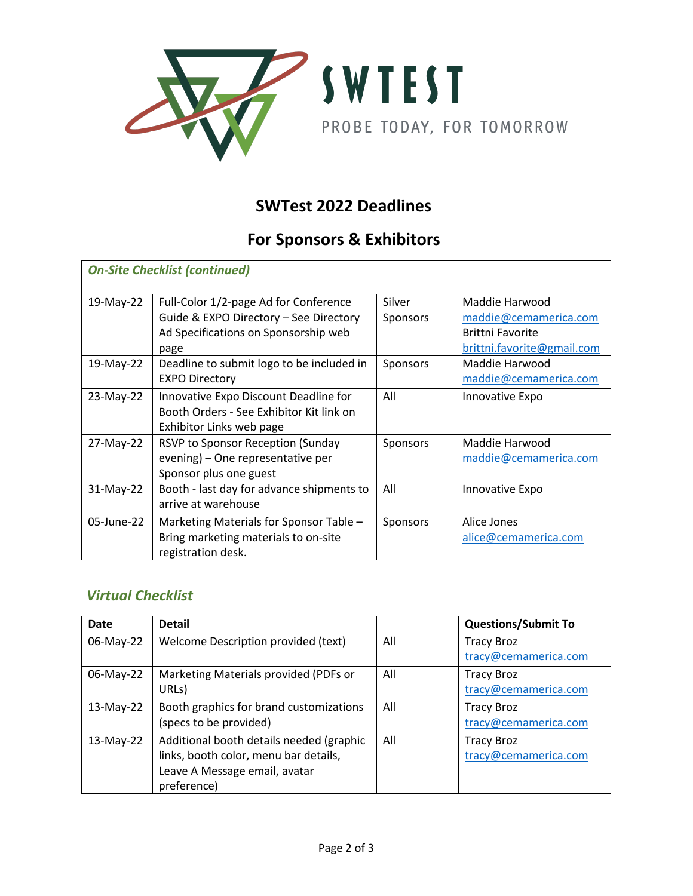SWTEST

PROBE TODAY, FOR TOMORROW

# SWTest 2022 Deadlines

## For Sponsors & Exhibitors

| *On-Site Checklist (continued)* | | | |
|---|---|---|---|
| 19-May-22 | Full-Color 1/2-page Ad for Conference Guide & EXPO Directory – See Directory Ad Specifications on Sponsorship web page | Silver Sponsors | Maddie Harwood maddie@cemamerica.com Brittni Favorite brittni.favorite@gmail.com |
| 19-May-22 | Deadline to submit logo to be included in EXPO Directory | Sponsors | Maddie Harwood maddie@cemamerica.com |
| 23-May-22 | Innovative Expo Discount Deadline for Booth Orders - See Exhibitor Kit link on Exhibitor Links web page | All | Innovative Expo |
| 27-May-22 | RSVP to Sponsor Reception (Sunday evening) – One representative per Sponsor plus one guest | Sponsors | Maddie Harwood maddie@cemamerica.com |
| 31-May-22 | Booth - last day for advance shipments to arrive at warehouse | All | Innovative Expo |
| 05-June-22 | Marketing Materials for Sponsor Table – Bring marketing materials to on-site registration desk. | Sponsors | Alice Jones alice@cemamerica.com |

### *Virtual Checklist*

| Date | Detail | | Questions/Submit To |
|---|---|---|---|
| 06-May-22 | Welcome Description provided (text) | All | Tracy Broz tracy@cemamerica.com |
| 06-May-22 | Marketing Materials provided (PDFs or URLs) | All | Tracy Broz tracy@cemamerica.com |
| 13-May-22 | Booth graphics for brand customizations (specs to be provided) | All | Tracy Broz tracy@cemamerica.com |
| 13-May-22 | Additional booth details needed (graphic links, booth color, menu bar details, Leave A Message email, avatar preference) | All | Tracy Broz tracy@cemamerica.com |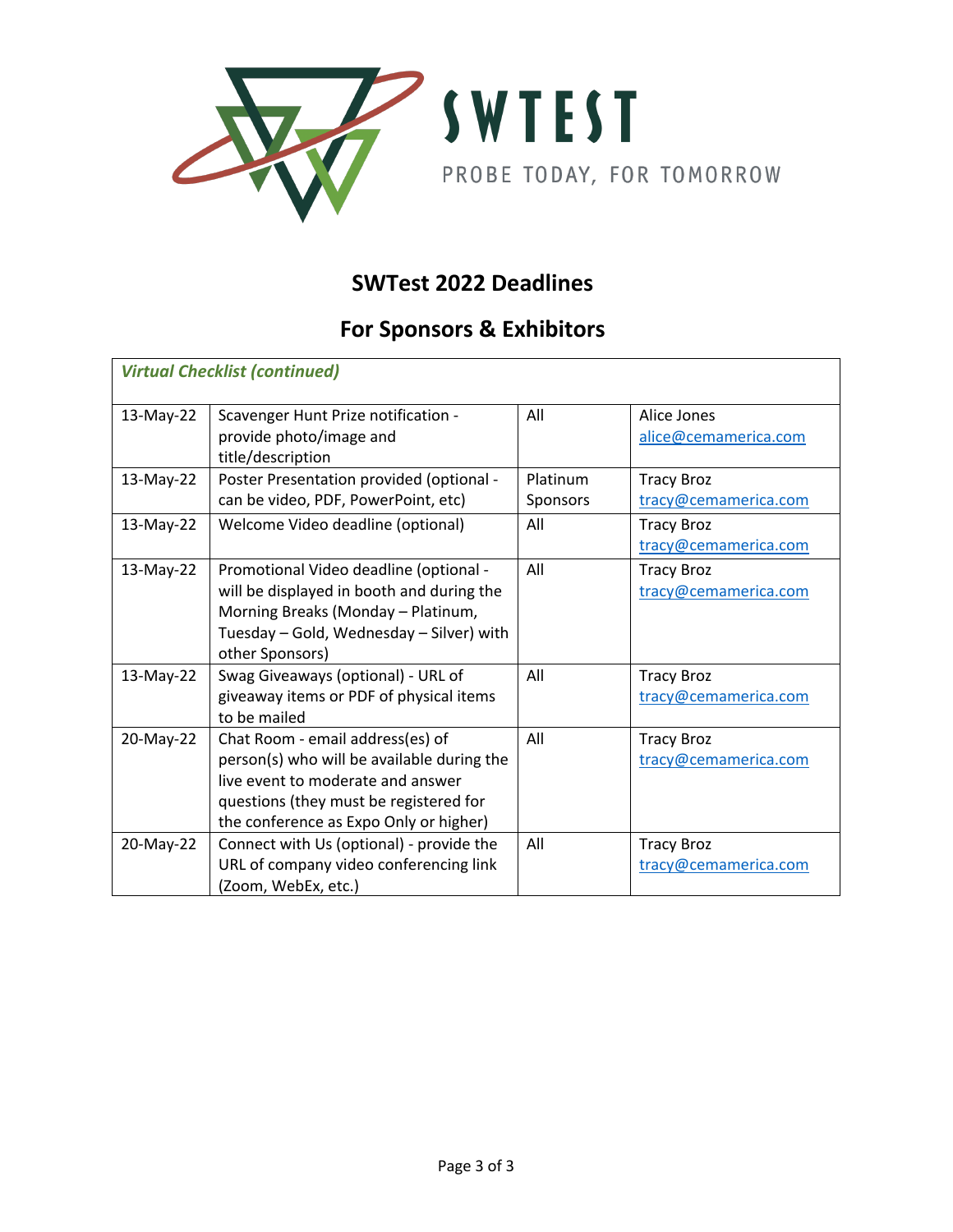SWTEST

PROBE TODAY, FOR TOMORROW

# SWTest 2022 Deadlines

## For Sponsors & Exhibitors

| | | | |
|---|---|---|---|
| ***Virtual Checklist (continued)*** | | | |
| 13-May-22 | Scavenger Hunt Prize notification - provide photo/image and title/description | All | Alice Jones alice@cemamerica.com |
| 13-May-22 | Poster Presentation provided (optional - can be video, PDF, PowerPoint, etc) | Platinum Sponsors | Tracy Broz tracy@cemamerica.com |
| 13-May-22 | Welcome Video deadline (optional) | All | Tracy Broz tracy@cemamerica.com |
| 13-May-22 | Promotional Video deadline (optional - will be displayed in booth and during the Morning Breaks (Monday – Platinum, Tuesday – Gold, Wednesday – Silver) with other Sponsors) | All | Tracy Broz tracy@cemamerica.com |
| 13-May-22 | Swag Giveaways (optional) - URL of giveaway items or PDF of physical items to be mailed | All | Tracy Broz tracy@cemamerica.com |
| 20-May-22 | Chat Room - email address(es) of person(s) who will be available during the live event to moderate and answer questions (they must be registered for the conference as Expo Only or higher) | All | Tracy Broz tracy@cemamerica.com |
| 20-May-22 | Connect with Us (optional) - provide the URL of company video conferencing link (Zoom, WebEx, etc.) | All | Tracy Broz tracy@cemamerica.com |